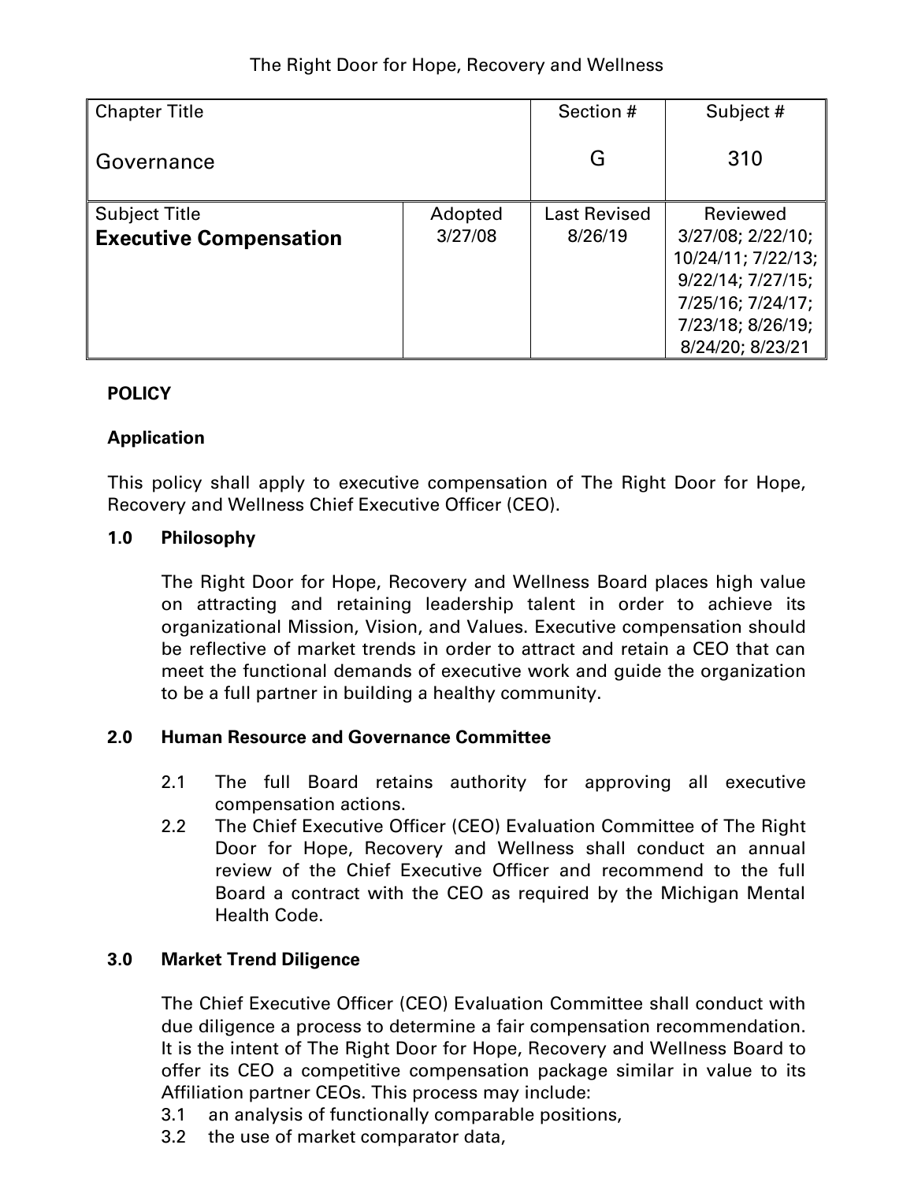The Right Door for Hope, Recovery and Wellness

| Chapter Title | | Section # | Subject # |
|---|---|---|---|
| Governance | | G | 310 |
| Subject Title | Adopted | Last Revised | Reviewed |
| **Executive Compensation** | 3/27/08 | 8/26/19 | 3/27/08; 2/22/10; 10/24/11; 7/22/13; 9/22/14; 7/27/15; 7/25/16; 7/24/17; 7/23/18; 8/26/19; 8/24/20; 8/23/21 |

**POLICY**

**Application**

This policy shall apply to executive compensation of The Right Door for Hope, Recovery and Wellness Chief Executive Officer (CEO).

**1.0 Philosophy**

The Right Door for Hope, Recovery and Wellness Board places high value on attracting and retaining leadership talent in order to achieve its organizational Mission, Vision, and Values. Executive compensation should be reflective of market trends in order to attract and retain a CEO that can meet the functional demands of executive work and guide the organization to be a full partner in building a healthy community.

**2.0 Human Resource and Governance Committee**

2.1 The full Board retains authority for approving all executive compensation actions.

2.2 The Chief Executive Officer (CEO) Evaluation Committee of The Right Door for Hope, Recovery and Wellness shall conduct an annual review of the Chief Executive Officer and recommend to the full Board a contract with the CEO as required by the Michigan Mental Health Code.

**3.0 Market Trend Diligence**

The Chief Executive Officer (CEO) Evaluation Committee shall conduct with due diligence a process to determine a fair compensation recommendation. It is the intent of The Right Door for Hope, Recovery and Wellness Board to offer its CEO a competitive compensation package similar in value to its Affiliation partner CEOs. This process may include:

3.1 an analysis of functionally comparable positions,

3.2 the use of market comparator data,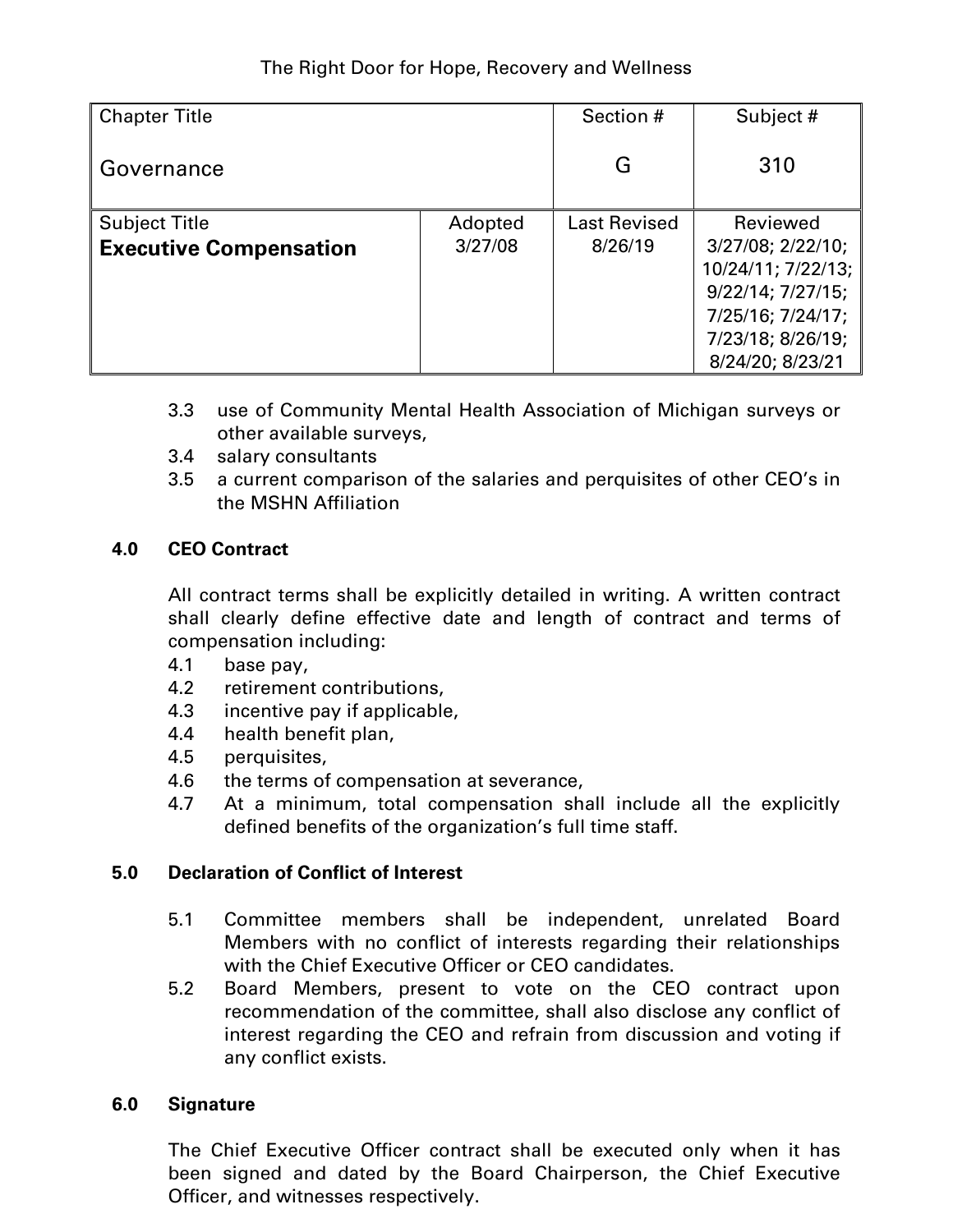| Chapter Title<br><br>Governance | | Section #<br><br>G | Subject #<br><br>310 |
|---|---|---|---|
| Subject Title<br>**Executive Compensation** | Adopted<br>3/27/08 | Last Revised<br>8/26/19 | Reviewed<br>3/27/08; 2/22/10; 10/24/11; 7/22/13; 9/22/14; 7/27/15; 7/25/16; 7/24/17; 7/23/18; 8/26/19; 8/24/20; 8/23/21 |

3.3 use of Community Mental Health Association of Michigan surveys or other available surveys,

3.4 salary consultants

3.5 a current comparison of the salaries and perquisites of other CEO's in the MSHN Affiliation

**4.0 CEO Contract**

All contract terms shall be explicitly detailed in writing. A written contract shall clearly define effective date and length of contract and terms of compensation including:

4.1 base pay,

4.2 retirement contributions,

4.3 incentive pay if applicable,

4.4 health benefit plan,

4.5 perquisites,

4.6 the terms of compensation at severance,

4.7 At a minimum, total compensation shall include all the explicitly defined benefits of the organization's full time staff.

**5.0 Declaration of Conflict of Interest**

5.1 Committee members shall be independent, unrelated Board Members with no conflict of interests regarding their relationships with the Chief Executive Officer or CEO candidates.

5.2 Board Members, present to vote on the CEO contract upon recommendation of the committee, shall also disclose any conflict of interest regarding the CEO and refrain from discussion and voting if any conflict exists.

**6.0 Signature**

The Chief Executive Officer contract shall be executed only when it has been signed and dated by the Board Chairperson, the Chief Executive Officer, and witnesses respectively.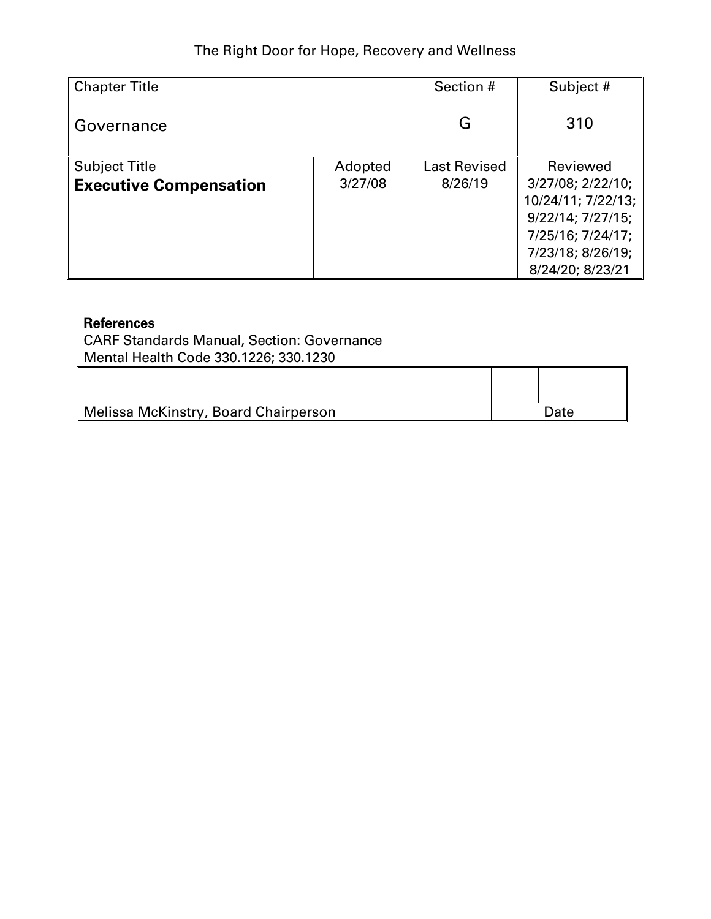The Right Door for Hope, Recovery and Wellness

| Chapter Title | | Section # | Subject # |
|---|---|---|---|
| Governance | | G | 310 |
| Subject Title | Adopted | Last Revised | Reviewed |
| **Executive Compensation** | 3/27/08 | 8/26/19 | 3/27/08; 2/22/10; 10/24/11; 7/22/13; 9/22/14; 7/27/15; 7/25/16; 7/24/17; 7/23/18; 8/26/19; 8/24/20; 8/23/21 |

**References**

CARF Standards Manual, Section: Governance

Mental Health Code 330.1226; 330.1230

| | | | |
|---|---|---|---|
| Melissa McKinstry, Board Chairperson | | Date | |